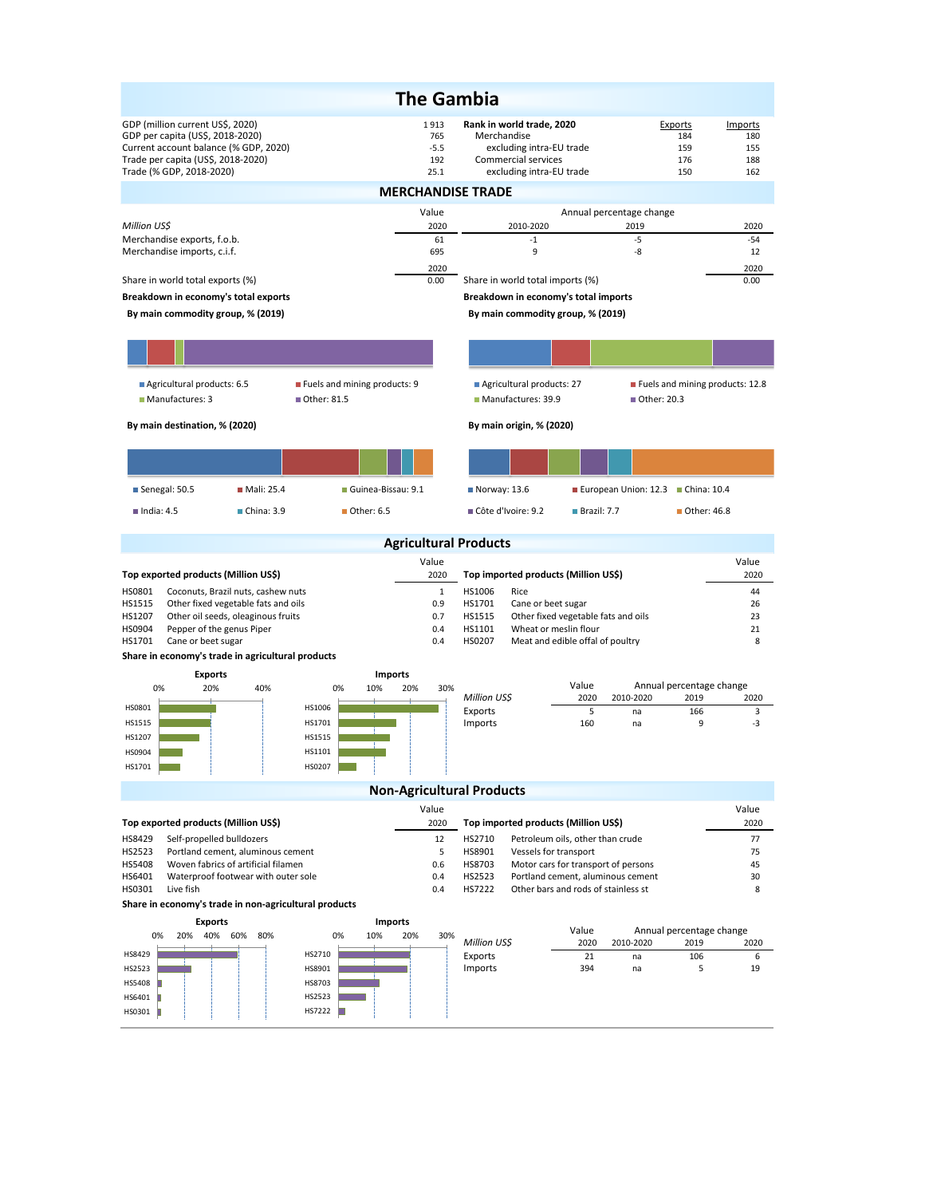# The Gambia

| | | Rank in world trade, 2020 | Exports | Imports |
|---|---|---|---|---|
| GDP (million current US$, 2020) | 1 913 | Merchandise | 184 | 180 |
| GDP per capita (US$, 2018-2020) | 765 | excluding intra-EU trade | 159 | 155 |
| Current account balance (% GDP, 2020) | -5.5 | Commercial services | 176 | 188 |
| Trade per capita (US$, 2018-2020) | 192 | excluding intra-EU trade | 150 | 162 |
| Trade (% GDP, 2018-2020) | 25.1 | | | |

## MERCHANDISE TRADE

| *Million US$* | Value 2020 | Annual percentage change 2010-2020 | 2019 | 2020 |
|---|---|---|---|---|
| Merchandise exports, f.o.b. | 61 | -1 | -5 | -54 |
| Merchandise imports, c.i.f. | 695 | 9 | -8 | 12 |

| | 2020 | | 2020 |
|---|---|---|---|
| Share in world total exports (%) | 0.00 | Share in world total imports (%) | 0.00 |

**Breakdown in economy's total exports**

**By main commodity group, % (2019)**

- Agricultural products: 6.5
- Fuels and mining products: 9
- Manufactures: 3
- Other: 81.5

**By main destination, % (2020)**

- Senegal: 50.5
- Mali: 25.4
- Guinea-Bissau: 9.1
- India: 4.5
- China: 3.9
- Other: 6.5

**Breakdown in economy's total imports**

**By main commodity group, % (2019)**

- Agricultural products: 27
- Fuels and mining products: 12.8
- Manufactures: 39.9
- Other: 20.3

**By main origin, % (2020)**

- Norway: 13.6
- European Union: 12.3
- China: 10.4
- Côte d'Ivoire: 9.2
- Brazil: 7.7
- Other: 46.8

## Agricultural Products

**Top exported products (Million US$)**

| | | Value 2020 |
|---|---|---|
| HS0801 | Coconuts, Brazil nuts, cashew nuts | 1 |
| HS1515 | Other fixed vegetable fats and oils | 0.9 |
| HS1207 | Other oil seeds, oleaginous fruits | 0.7 |
| HS0904 | Pepper of the genus Piper | 0.4 |
| HS1701 | Cane or beet sugar | 0.4 |

**Top imported products (Million US$)**

| | | Value 2020 |
|---|---|---|
| HS1006 | Rice | 44 |
| HS1701 | Cane or beet sugar | 26 |
| HS1515 | Other fixed vegetable fats and oils | 23 |
| HS1101 | Wheat or meslin flour | 21 |
| HS0207 | Meat and edible offal of poultry | 8 |

**Share in economy's trade in agricultural products**

| *Million US$* | Value 2020 | Annual percentage change 2010-2020 | 2019 | 2020 |
|---|---|---|---|---|
| Exports | 5 | na | 166 | 3 |
| Imports | 160 | na | 9 | -3 |

## Non-Agricultural Products

**Top exported products (Million US$)**

| | | Value 2020 |
|---|---|---|
| HS8429 | Self-propelled bulldozers | 12 |
| HS2523 | Portland cement, aluminous cement | 5 |
| HS5408 | Woven fabrics of artificial filamen | 0.6 |
| HS6401 | Waterproof footwear with outer sole | 0.4 |
| HS0301 | Live fish | 0.4 |

**Top imported products (Million US$)**

| | | Value 2020 |
|---|---|---|
| HS2710 | Petroleum oils, other than crude | 77 |
| HS8901 | Vessels for transport | 75 |
| HS8703 | Motor cars for transport of persons | 45 |
| HS2523 | Portland cement, aluminous cement | 30 |
| HS7222 | Other bars and rods of stainless st | 8 |

**Share in economy's trade in non-agricultural products**

| *Million US$* | Value 2020 | Annual percentage change 2010-2020 | 2019 | 2020 |
|---|---|---|---|---|
| Exports | 21 | na | 106 | 6 |
| Imports | 394 | na | 5 | 19 |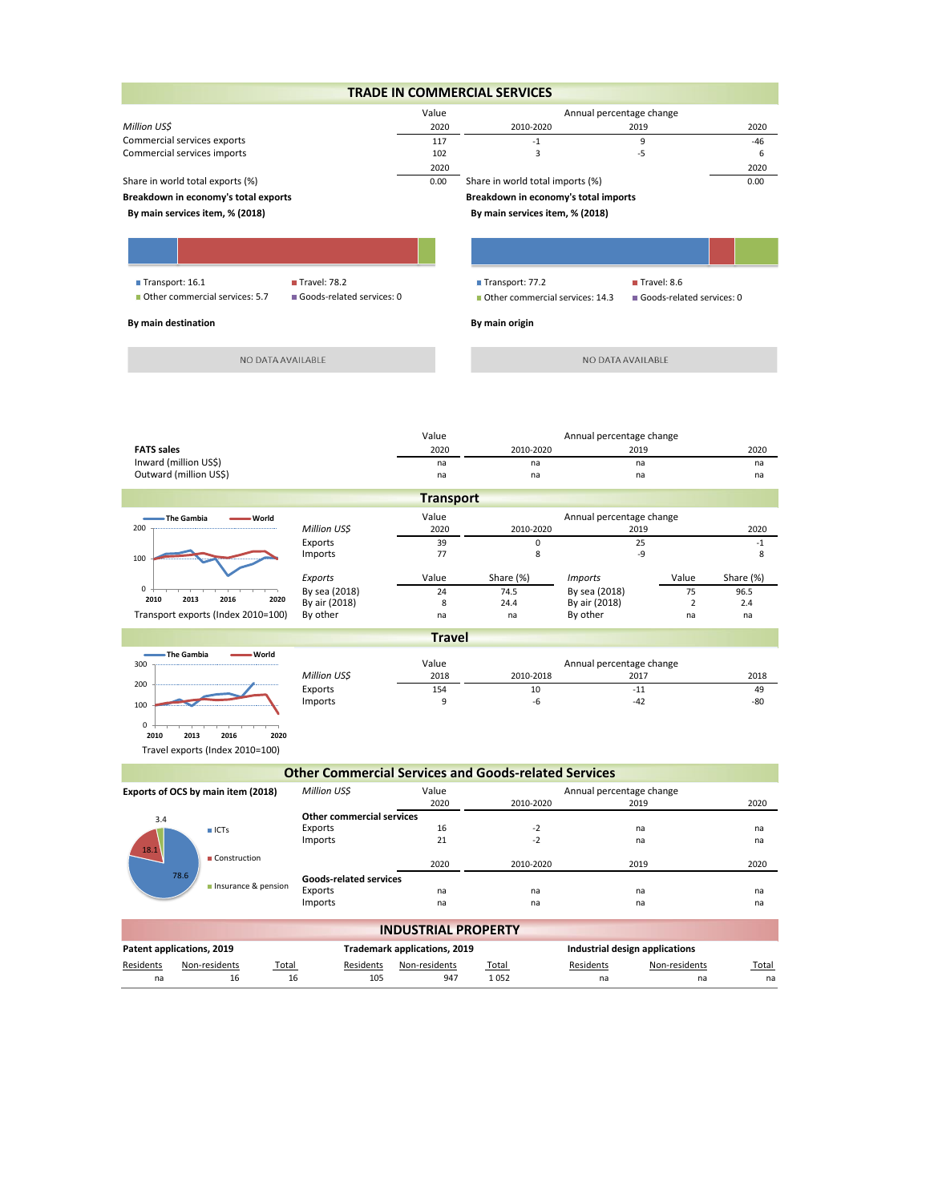## TRADE IN COMMERCIAL SERVICES

| Million US$ | Value 2020 | Annual percentage change 2010-2020 | 2019 | 2020 |
|---|---|---|---|---|
| Commercial services exports | 117 | -1 | 9 | -46 |
| Commercial services imports | 102 | 3 | -5 | 6 |

| | 2020 | | 2020 |
|---|---|---|---|
| Share in world total exports (%) | 0.00 | Share in world total imports (%) | 0.00 |

**Breakdown in economy's total exports**

**By main services item, % (2018)**

Transport: 16.1
Travel: 78.2
Other commercial services: 5.7
Goods-related services: 0

**Breakdown in economy's total imports**

**By main services item, % (2018)**

Transport: 77.2
Travel: 8.6
Other commercial services: 14.3
Goods-related services: 0

**By main destination**

NO DATA AVAILABLE

**By main origin**

NO DATA AVAILABLE

| **FATS sales** | Value 2020 | Annual percentage change 2010-2020 | 2019 | 2020 |
|---|---|---|---|---|
| Inward (million US$) | na | na | na | na |
| Outward (million US$) | na | na | na | na |

## Transport

The Gambia
World
200
100
0
2010
2013
2016
2020
Transport exports (Index 2010=100)

| *Million US$* | Value 2020 | Annual percentage change 2010-2020 | 2019 | 2020 |
|---|---|---|---|---|
| Exports | 39 | 0 | 25 | -1 |
| Imports | 77 | 8 | -9 | 8 |

| *Exports* | Value | Share (%) | *Imports* | Value | Share (%) |
|---|---|---|---|---|---|
| By sea (2018) | 24 | 74.5 | By sea (2018) | 75 | 96.5 |
| By air (2018) | 8 | 24.4 | By air (2018) | 2 | 2.4 |
| By other | na | na | By other | na | na |

## Travel

The Gambia
World
300
200
100
0
2010
2013
2016
2020
Travel exports (Index 2010=100)

| *Million US$* | Value 2018 | Annual percentage change 2010-2018 | 2017 | 2018 |
|---|---|---|---|---|
| Exports | 154 | 10 | -11 | 49 |
| Imports | 9 | -6 | -42 | -80 |

## Other Commercial Services and Goods-related Services

**Exports of OCS by main item (2018)**

3.4
18.1
78.6
ICTs
Construction
Insurance & pension

| *Million US$* | Value 2020 | Annual percentage change 2010-2020 | 2019 | 2020 |
|---|---|---|---|---|
| **Other commercial services** | | | | |
| Exports | 16 | -2 | na | na |
| Imports | 21 | -2 | na | na |
| | 2020 | 2010-2020 | 2019 | 2020 |
| **Goods-related services** | | | | |
| Exports | na | na | na | na |
| Imports | na | na | na | na |

## INDUSTRIAL PROPERTY

| Patent applications, 2019 | | | Trademark applications, 2019 | | | Industrial design applications | | |
|---|---|---|---|---|---|---|---|---|
| Residents | Non-residents | Total | Residents | Non-residents | Total | Residents | Non-residents | Total |
| na | 16 | 16 | 105 | 947 | 1 052 | na | na | na |